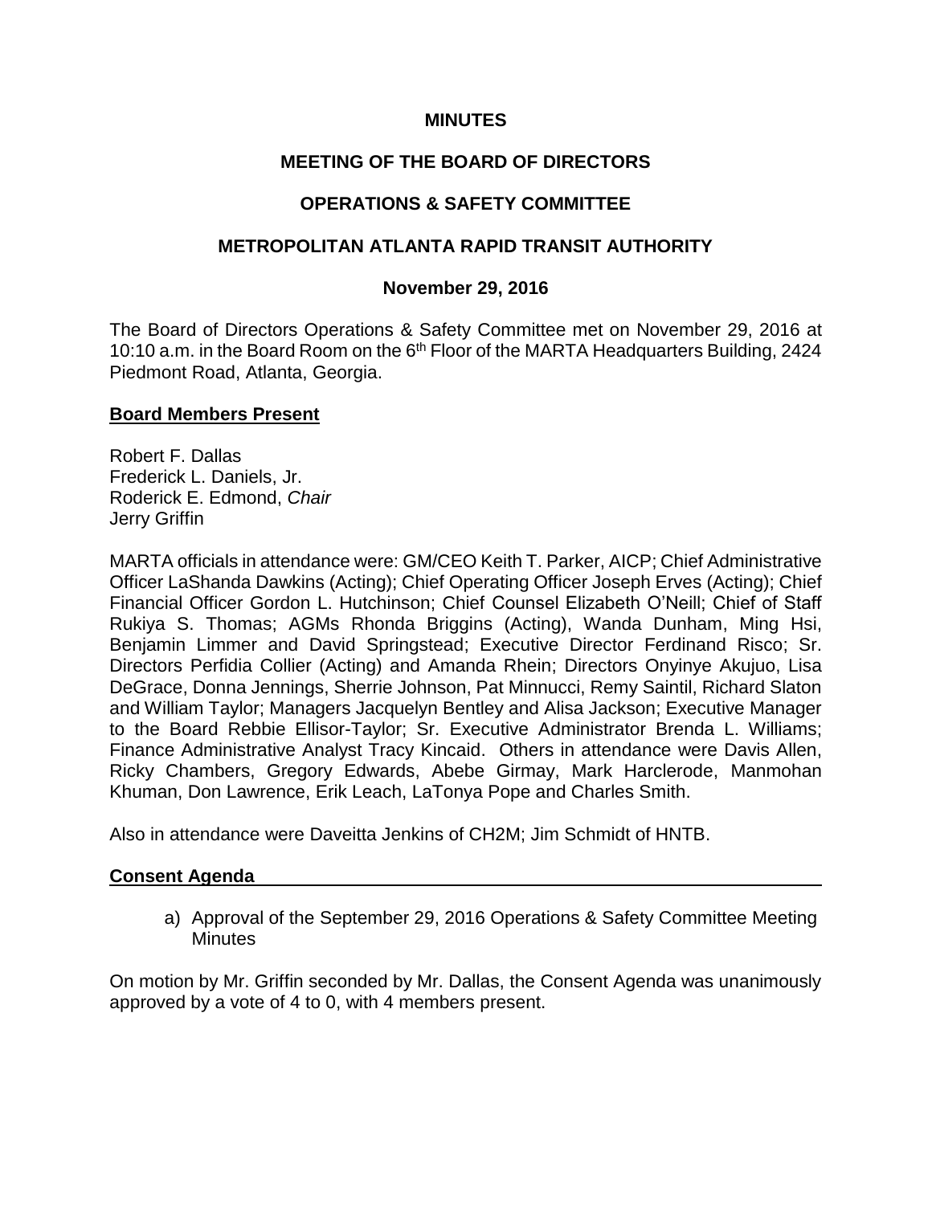**MINUTES**

**MEETING OF THE BOARD OF DIRECTORS**

**OPERATIONS & SAFETY COMMITTEE**

**METROPOLITAN ATLANTA RAPID TRANSIT AUTHORITY**

**November 29, 2016**

The Board of Directors Operations & Safety Committee met on November 29, 2016 at 10:10 a.m. in the Board Room on the 6th Floor of the MARTA Headquarters Building, 2424 Piedmont Road, Atlanta, Georgia.

**Board Members Present**

Robert F. Dallas
Frederick L. Daniels, Jr.
Roderick E. Edmond, *Chair*
Jerry Griffin

MARTA officials in attendance were: GM/CEO Keith T. Parker, AICP; Chief Administrative Officer LaShanda Dawkins (Acting); Chief Operating Officer Joseph Erves (Acting); Chief Financial Officer Gordon L. Hutchinson; Chief Counsel Elizabeth O'Neill; Chief of Staff Rukiya S. Thomas; AGMs Rhonda Briggins (Acting), Wanda Dunham, Ming Hsi, Benjamin Limmer and David Springstead; Executive Director Ferdinand Risco; Sr. Directors Perfidia Collier (Acting) and Amanda Rhein; Directors Onyinye Akujuo, Lisa DeGrace, Donna Jennings, Sherrie Johnson, Pat Minnucci, Remy Saintil, Richard Slaton and William Taylor; Managers Jacquelyn Bentley and Alisa Jackson; Executive Manager to the Board Rebbie Ellisor-Taylor; Sr. Executive Administrator Brenda L. Williams; Finance Administrative Analyst Tracy Kincaid. Others in attendance were Davis Allen, Ricky Chambers, Gregory Edwards, Abebe Girmay, Mark Harclerode, Manmohan Khuman, Don Lawrence, Erik Leach, LaTonya Pope and Charles Smith.

Also in attendance were Daveitta Jenkins of CH2M; Jim Schmidt of HNTB.

**Consent Agenda**

a) Approval of the September 29, 2016 Operations & Safety Committee Meeting Minutes

On motion by Mr. Griffin seconded by Mr. Dallas, the Consent Agenda was unanimously approved by a vote of 4 to 0, with 4 members present.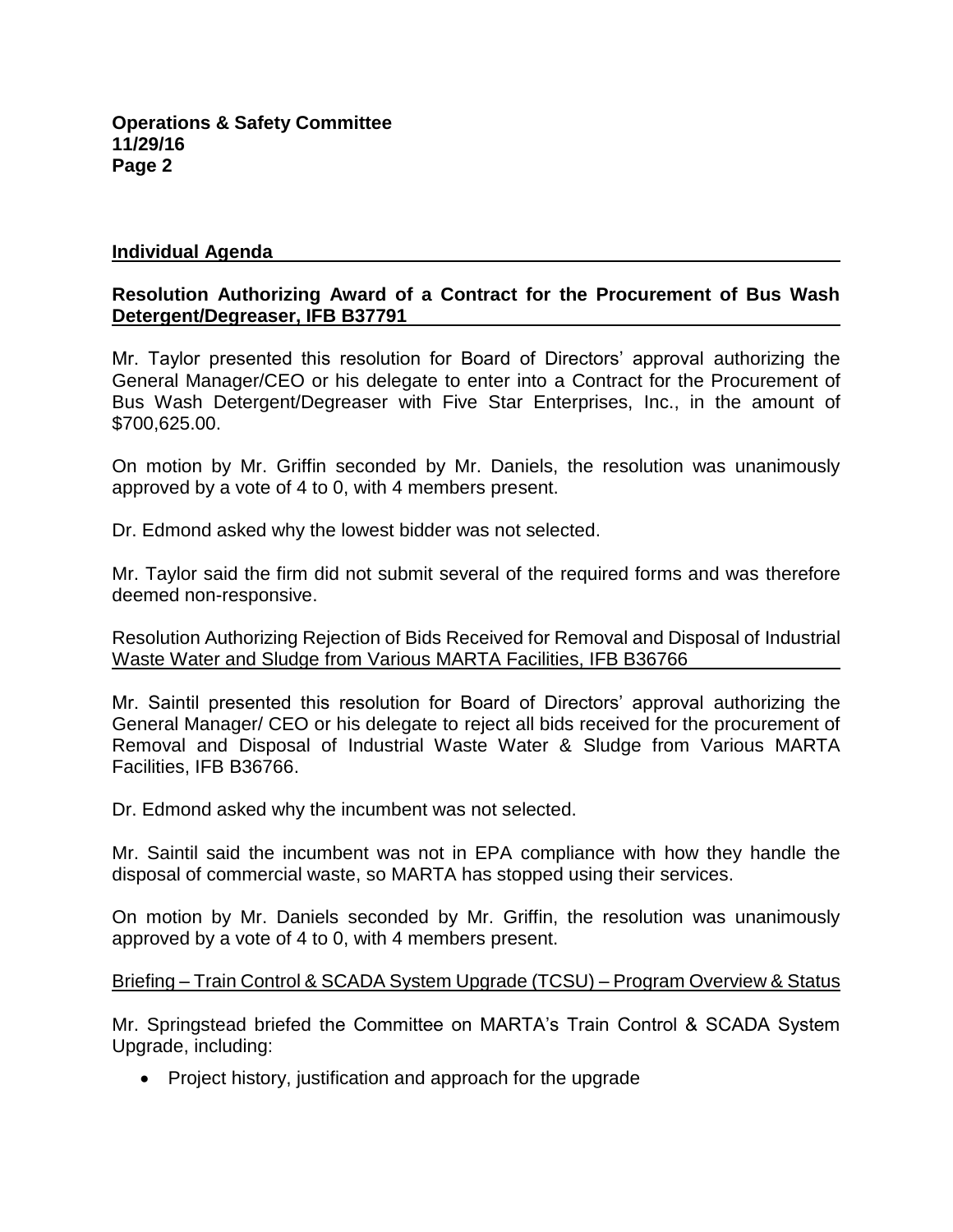## Individual Agenda

**Resolution Authorizing Award of a Contract for the Procurement of Bus Wash Detergent/Degreaser, IFB B37791**

Mr. Taylor presented this resolution for Board of Directors' approval authorizing the General Manager/CEO or his delegate to enter into a Contract for the Procurement of Bus Wash Detergent/Degreaser with Five Star Enterprises, Inc., in the amount of $700,625.00.

On motion by Mr. Griffin seconded by Mr. Daniels, the resolution was unanimously approved by a vote of 4 to 0, with 4 members present.

Dr. Edmond asked why the lowest bidder was not selected.

Mr. Taylor said the firm did not submit several of the required forms and was therefore deemed non-responsive.

Resolution Authorizing Rejection of Bids Received for Removal and Disposal of Industrial Waste Water and Sludge from Various MARTA Facilities, IFB B36766

Mr. Saintil presented this resolution for Board of Directors' approval authorizing the General Manager/ CEO or his delegate to reject all bids received for the procurement of Removal and Disposal of Industrial Waste Water & Sludge from Various MARTA Facilities, IFB B36766.

Dr. Edmond asked why the incumbent was not selected.

Mr. Saintil said the incumbent was not in EPA compliance with how they handle the disposal of commercial waste, so MARTA has stopped using their services.

On motion by Mr. Daniels seconded by Mr. Griffin, the resolution was unanimously approved by a vote of 4 to 0, with 4 members present.

Briefing – Train Control & SCADA System Upgrade (TCSU) – Program Overview & Status

Mr. Springstead briefed the Committee on MARTA's Train Control & SCADA System Upgrade, including:

- Project history, justification and approach for the upgrade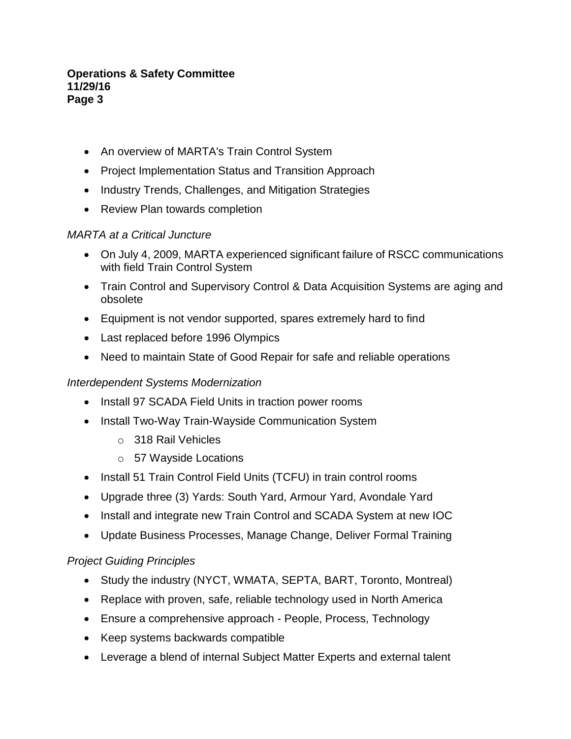- An overview of MARTA's Train Control System
- Project Implementation Status and Transition Approach
- Industry Trends, Challenges, and Mitigation Strategies
- Review Plan towards completion

*MARTA at a Critical Juncture*

- On July 4, 2009, MARTA experienced significant failure of RSCC communications with field Train Control System
- Train Control and Supervisory Control & Data Acquisition Systems are aging and obsolete
- Equipment is not vendor supported, spares extremely hard to find
- Last replaced before 1996 Olympics
- Need to maintain State of Good Repair for safe and reliable operations

*Interdependent Systems Modernization*

- Install 97 SCADA Field Units in traction power rooms
- Install Two-Way Train-Wayside Communication System
  - 318 Rail Vehicles
  - 57 Wayside Locations
- Install 51 Train Control Field Units (TCFU) in train control rooms
- Upgrade three (3) Yards: South Yard, Armour Yard, Avondale Yard
- Install and integrate new Train Control and SCADA System at new IOC
- Update Business Processes, Manage Change, Deliver Formal Training

*Project Guiding Principles*

- Study the industry (NYCT, WMATA, SEPTA, BART, Toronto, Montreal)
- Replace with proven, safe, reliable technology used in North America
- Ensure a comprehensive approach - People, Process, Technology
- Keep systems backwards compatible
- Leverage a blend of internal Subject Matter Experts and external talent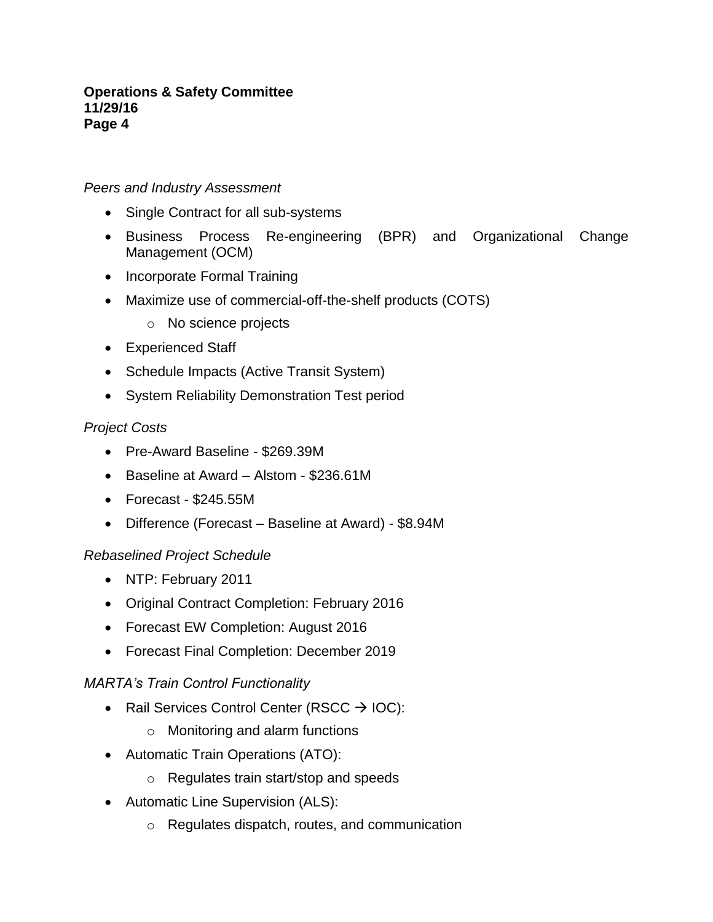*Peers and Industry Assessment*

- Single Contract for all sub-systems
- Business Process Re-engineering (BPR) and Organizational Change Management (OCM)
- Incorporate Formal Training
- Maximize use of commercial-off-the-shelf products (COTS)
  - No science projects
- Experienced Staff
- Schedule Impacts (Active Transit System)
- System Reliability Demonstration Test period

*Project Costs*

- Pre-Award Baseline - $269.39M
- Baseline at Award – Alstom - $236.61M
- Forecast - $245.55M
- Difference (Forecast – Baseline at Award) - $8.94M

*Rebaselined Project Schedule*

- NTP: February 2011
- Original Contract Completion: February 2016
- Forecast EW Completion: August 2016
- Forecast Final Completion: December 2019

*MARTA's Train Control Functionality*

- Rail Services Control Center (RSCC → IOC):
  - Monitoring and alarm functions
- Automatic Train Operations (ATO):
  - Regulates train start/stop and speeds
- Automatic Line Supervision (ALS):
  - Regulates dispatch, routes, and communication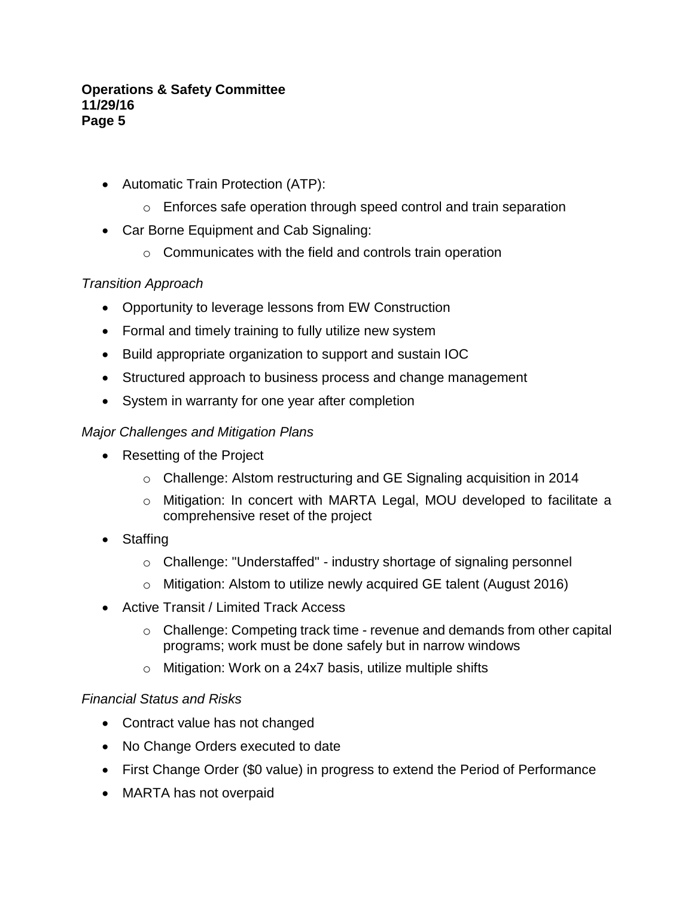- Automatic Train Protection (ATP):
    - Enforces safe operation through speed control and train separation
- Car Borne Equipment and Cab Signaling:
    - Communicates with the field and controls train operation

*Transition Approach*

- Opportunity to leverage lessons from EW Construction
- Formal and timely training to fully utilize new system
- Build appropriate organization to support and sustain IOC
- Structured approach to business process and change management
- System in warranty for one year after completion

*Major Challenges and Mitigation Plans*

- Resetting of the Project
    - Challenge: Alstom restructuring and GE Signaling acquisition in 2014
    - Mitigation: In concert with MARTA Legal, MOU developed to facilitate a comprehensive reset of the project
- Staffing
    - Challenge: "Understaffed" - industry shortage of signaling personnel
    - Mitigation: Alstom to utilize newly acquired GE talent (August 2016)
- Active Transit / Limited Track Access
    - Challenge: Competing track time - revenue and demands from other capital programs; work must be done safely but in narrow windows
    - Mitigation: Work on a 24x7 basis, utilize multiple shifts

*Financial Status and Risks*

- Contract value has not changed
- No Change Orders executed to date
- First Change Order ($0 value) in progress to extend the Period of Performance
- MARTA has not overpaid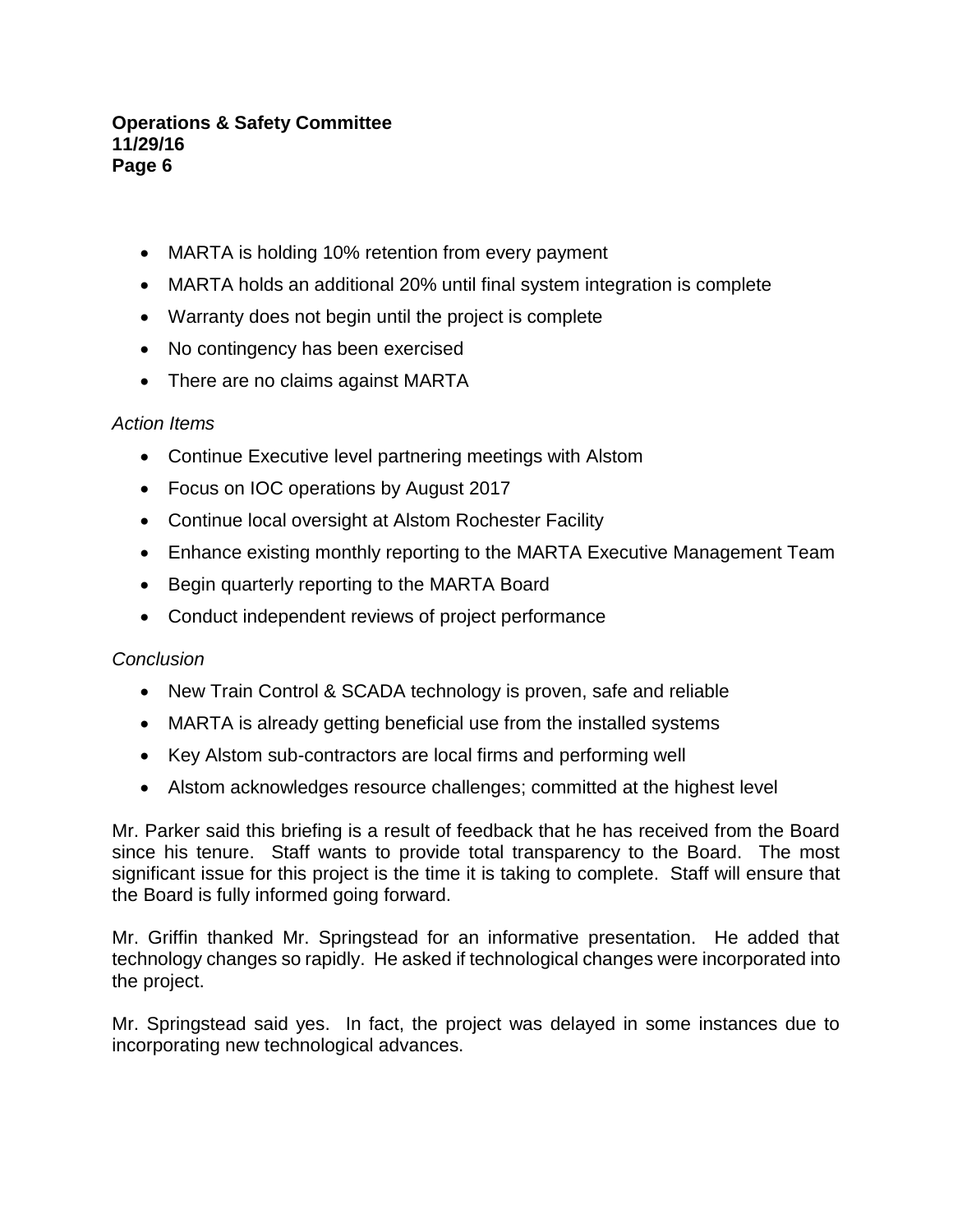- MARTA is holding 10% retention from every payment
- MARTA holds an additional 20% until final system integration is complete
- Warranty does not begin until the project is complete
- No contingency has been exercised
- There are no claims against MARTA

*Action Items*

- Continue Executive level partnering meetings with Alstom
- Focus on IOC operations by August 2017
- Continue local oversight at Alstom Rochester Facility
- Enhance existing monthly reporting to the MARTA Executive Management Team
- Begin quarterly reporting to the MARTA Board
- Conduct independent reviews of project performance

*Conclusion*

- New Train Control & SCADA technology is proven, safe and reliable
- MARTA is already getting beneficial use from the installed systems
- Key Alstom sub-contractors are local firms and performing well
- Alstom acknowledges resource challenges; committed at the highest level

Mr. Parker said this briefing is a result of feedback that he has received from the Board since his tenure. Staff wants to provide total transparency to the Board. The most significant issue for this project is the time it is taking to complete. Staff will ensure that the Board is fully informed going forward.

Mr. Griffin thanked Mr. Springstead for an informative presentation. He added that technology changes so rapidly. He asked if technological changes were incorporated into the project.

Mr. Springstead said yes. In fact, the project was delayed in some instances due to incorporating new technological advances.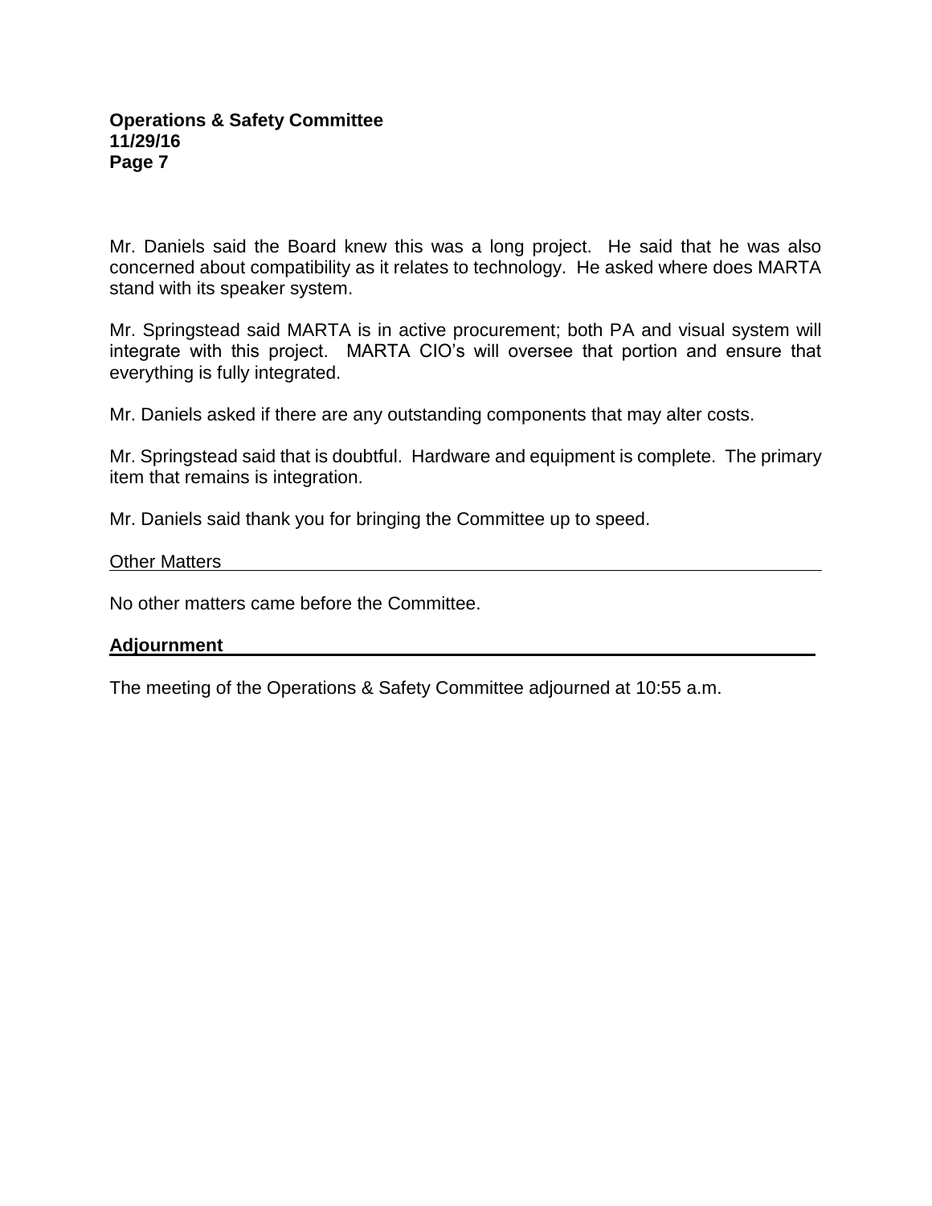Mr. Daniels said the Board knew this was a long project. He said that he was also concerned about compatibility as it relates to technology. He asked where does MARTA stand with its speaker system.

Mr. Springstead said MARTA is in active procurement; both PA and visual system will integrate with this project. MARTA CIO's will oversee that portion and ensure that everything is fully integrated.

Mr. Daniels asked if there are any outstanding components that may alter costs.

Mr. Springstead said that is doubtful. Hardware and equipment is complete. The primary item that remains is integration.

Mr. Daniels said thank you for bringing the Committee up to speed.

## Other Matters

No other matters came before the Committee.

## **Adjournment**

The meeting of the Operations & Safety Committee adjourned at 10:55 a.m.